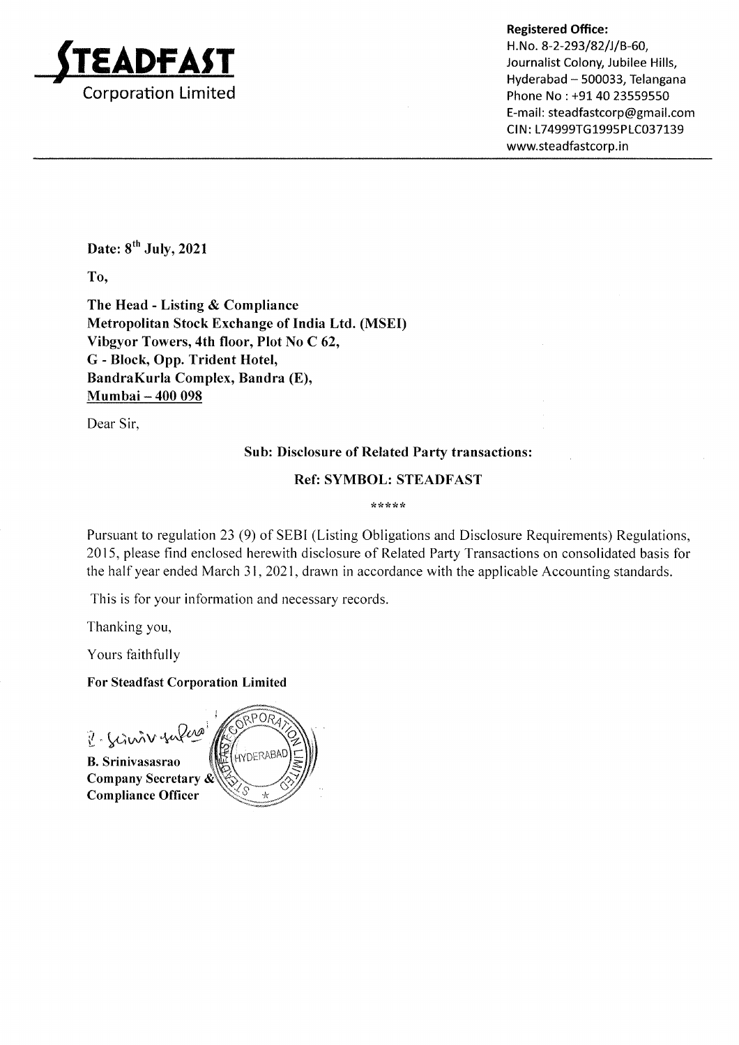# STEADFAST
Corporation Limited

**Registered Office:**
H.No. 8-2-293/82/J/B-60,
Journalist Colony, Jubilee Hills,
Hyderabad – 500033, Telangana
Phone No : +91 40 23559550
E-mail: steadfastcorp@gmail.com
CIN: L74999TG1995PLC037139
www.steadfastcorp.in

---

**Date: 8th July, 2021**

**To,**

**The Head - Listing & Compliance**
**Metropolitan Stock Exchange of India Ltd. (MSEI)**
**Vibgyor Towers, 4th floor, Plot No C 62,**
**G - Block, Opp. Trident Hotel,**
**BandraKurla Complex, Bandra (E),**
**Mumbai – 400 098**

Dear Sir,

**Sub: Disclosure of Related Party transactions:**

**Ref: SYMBOL: STEADFAST**

*****

Pursuant to regulation 23 (9) of SEBI (Listing Obligations and Disclosure Requirements) Regulations, 2015, please find enclosed herewith disclosure of Related Party Transactions on consolidated basis for the half year ended March 31, 2021, drawn in accordance with the applicable Accounting standards.

This is for your information and necessary records.

Thanking you,

Yours faithfully

**For Steadfast Corporation Limited**

**B. Srinivasasrao**
**Company Secretary &**
**Compliance Officer**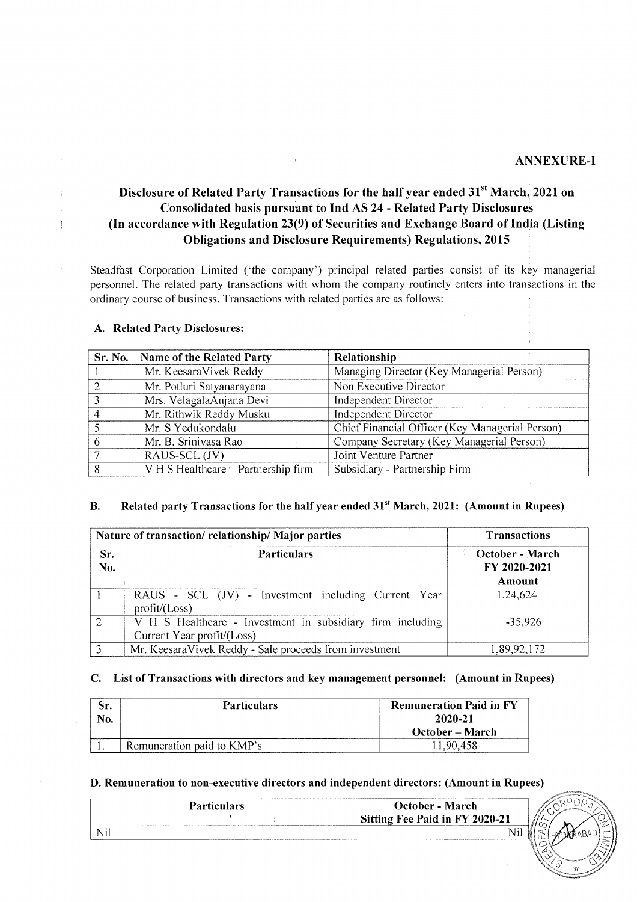**ANNEXURE-I**

## Disclosure of Related Party Transactions for the half year ended 31st March, 2021 on Consolidated basis pursuant to Ind AS 24 - Related Party Disclosures (In accordance with Regulation 23(9) of Securities and Exchange Board of India (Listing Obligations and Disclosure Requirements) Regulations, 2015

Steadfast Corporation Limited ('the company') principal related parties consist of its key managerial personnel. The related party transactions with whom the company routinely enters into transactions in the ordinary course of business. Transactions with related parties are as follows:

### A. Related Party Disclosures:

| Sr. No. | Name of the Related Party | Relationship |
|---|---|---|
| 1 | Mr. KeesaraVivek Reddy | Managing Director (Key Managerial Person) |
| 2 | Mr. Potluri Satyanarayana | Non Executive Director |
| 3 | Mrs. VelagalaAnjana Devi | Independent Director |
| 4 | Mr. Rithwik Reddy Musku | Independent Director |
| 5 | Mr. S.Yedukondalu | Chief Financial Officer (Key Managerial Person) |
| 6 | Mr. B. Srinivasa Rao | Company Secretary (Key Managerial Person) |
| 7 | RAUS-SCL (JV) | Joint Venture Partner |
| 8 | V H S Healthcare – Partnership firm | Subsidiary - Partnership Firm |

### B. Related party Transactions for the half year ended 31st March, 2021: (Amount in Rupees)

| Nature of transaction/ relationship/ Major parties | | Transactions |
|---|---|---|
| Sr. No. | Particulars | October - March FY 2020-2021 |
| | | Amount |
| 1 | RAUS - SCL (JV) - Investment including Current Year profit/(Loss) | 1,24,624 |
| 2 | V H S Healthcare - Investment in subsidiary firm including Current Year profit/(Loss) | -35,926 |
| 3 | Mr. KeesaraVivek Reddy - Sale proceeds from investment | 1,89,92,172 |

### C. List of Transactions with directors and key management personnel: (Amount in Rupees)

| Sr. No. | Particulars | Remuneration Paid in FY 2020-21 October – March |
|---|---|---|
| 1. | Remuneration paid to KMP's | 11,90,458 |

### D. Remuneration to non-executive directors and independent directors: (Amount in Rupees)

| Particulars | October - March Sitting Fee Paid in FY 2020-21 |
|---|---|
| Nil | Nil |